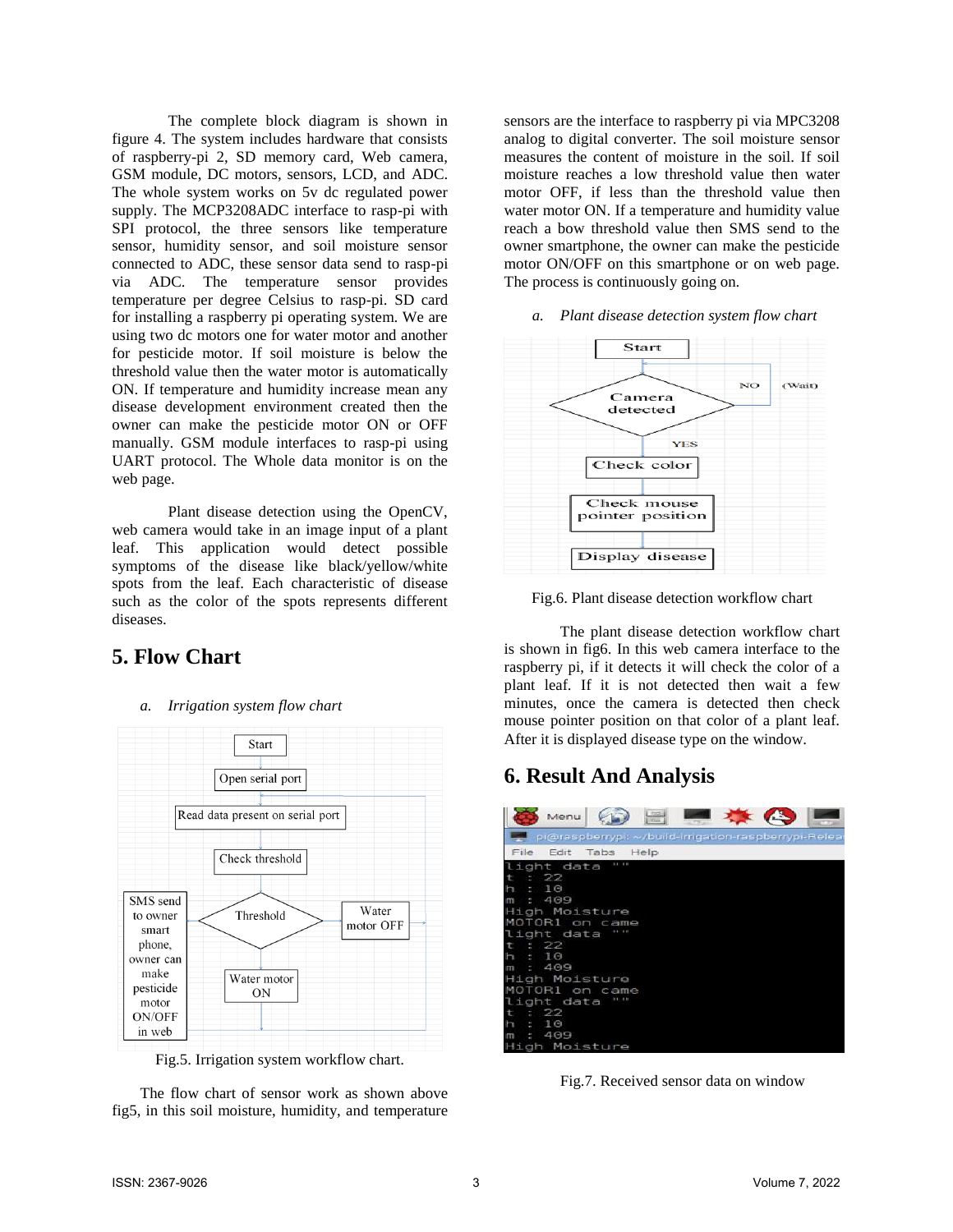The complete block diagram is shown in figure 4. The system includes hardware that consists of raspberry-pi 2, SD memory card, Web camera, GSM module, DC motors, sensors, LCD, and ADC. The whole system works on 5v dc regulated power supply. The MCP3208ADC interface to rasp-pi with SPI protocol, the three sensors like temperature sensor, humidity sensor, and soil moisture sensor connected to ADC, these sensor data send to rasp-pi via ADC. The temperature sensor provides temperature per degree Celsius to rasp-pi. SD card for installing a raspberry pi operating system. We are using two dc motors one for water motor and another for pesticide motor. If soil moisture is below the threshold value then the water motor is automatically ON. If temperature and humidity increase mean any disease development environment created then the owner can make the pesticide motor ON or OFF manually. GSM module interfaces to rasp-pi using UART protocol. The Whole data monitor is on the web page.

Plant disease detection using the OpenCV, web camera would take in an image input of a plant leaf. This application would detect possible symptoms of the disease like black/yellow/white spots from the leaf. Each characteristic of disease such as the color of the spots represents different diseases.

## 5. Flow Chart

*a. Irrigation system flow chart*

Fig.5. Irrigation system workflow chart.

The flow chart of sensor work as shown above fig5, in this soil moisture, humidity, and temperature sensors are the interface to raspberry pi via MPC3208 analog to digital converter. The soil moisture sensor measures the content of moisture in the soil. If soil moisture reaches a low threshold value then water motor OFF, if less than the threshold value then water motor ON. If a temperature and humidity value reach a bow threshold value then SMS send to the owner smartphone, the owner can make the pesticide motor ON/OFF on this smartphone or on web page. The process is continuously going on.

*a. Plant disease detection system flow chart*

Fig.6. Plant disease detection workflow chart

The plant disease detection workflow chart is shown in fig6. In this web camera interface to the raspberry pi, if it detects it will check the color of a plant leaf. If it is not detected then wait a few minutes, once the camera is detected then check mouse pointer position on that color of a plant leaf. After it is displayed disease type on the window.

## 6. Result And Analysis

Fig.7. Received sensor data on window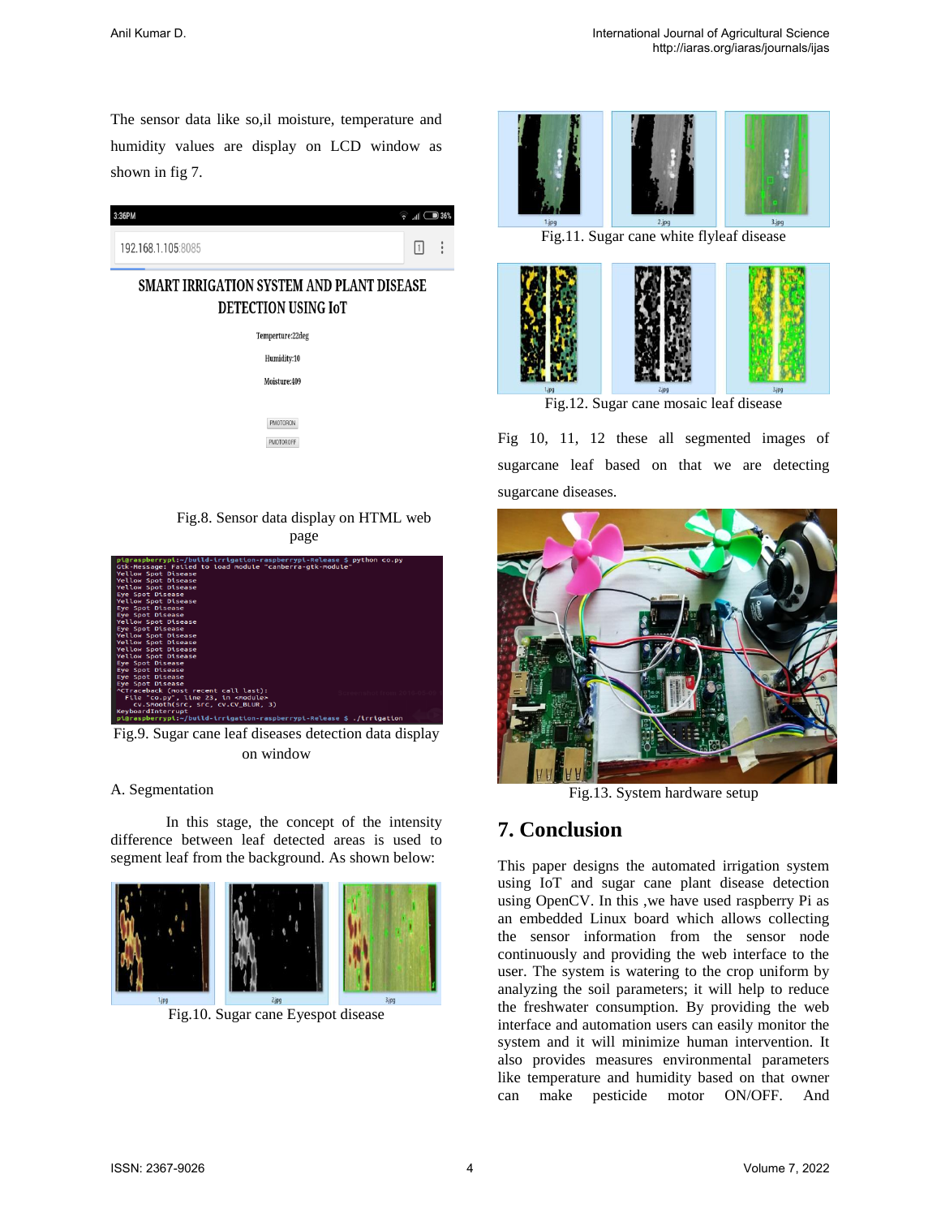The sensor data like so,il moisture, temperature and humidity values are display on LCD window as shown in fig 7.

Fig.8. Sensor data display on HTML web page

Fig.9. Sugar cane leaf diseases detection data display on window

A. Segmentation

In this stage, the concept of the intensity difference between leaf detected areas is used to segment leaf from the background. As shown below:

Fig.10. Sugar cane Eyespot disease

Fig.11. Sugar cane white flyleaf disease

Fig.12. Sugar cane mosaic leaf disease

Fig 10, 11, 12 these all segmented images of sugarcane leaf based on that we are detecting sugarcane diseases.

Fig.13. System hardware setup

## 7. Conclusion

This paper designs the automated irrigation system using IoT and sugar cane plant disease detection using OpenCV. In this ,we have used raspberry Pi as an embedded Linux board which allows collecting the sensor information from the sensor node continuously and providing the web interface to the user. The system is watering to the crop uniform by analyzing the soil parameters; it will help to reduce the freshwater consumption. By providing the web interface and automation users can easily monitor the system and it will minimize human intervention. It also provides measures environmental parameters like temperature and humidity based on that owner can make pesticide motor ON/OFF. And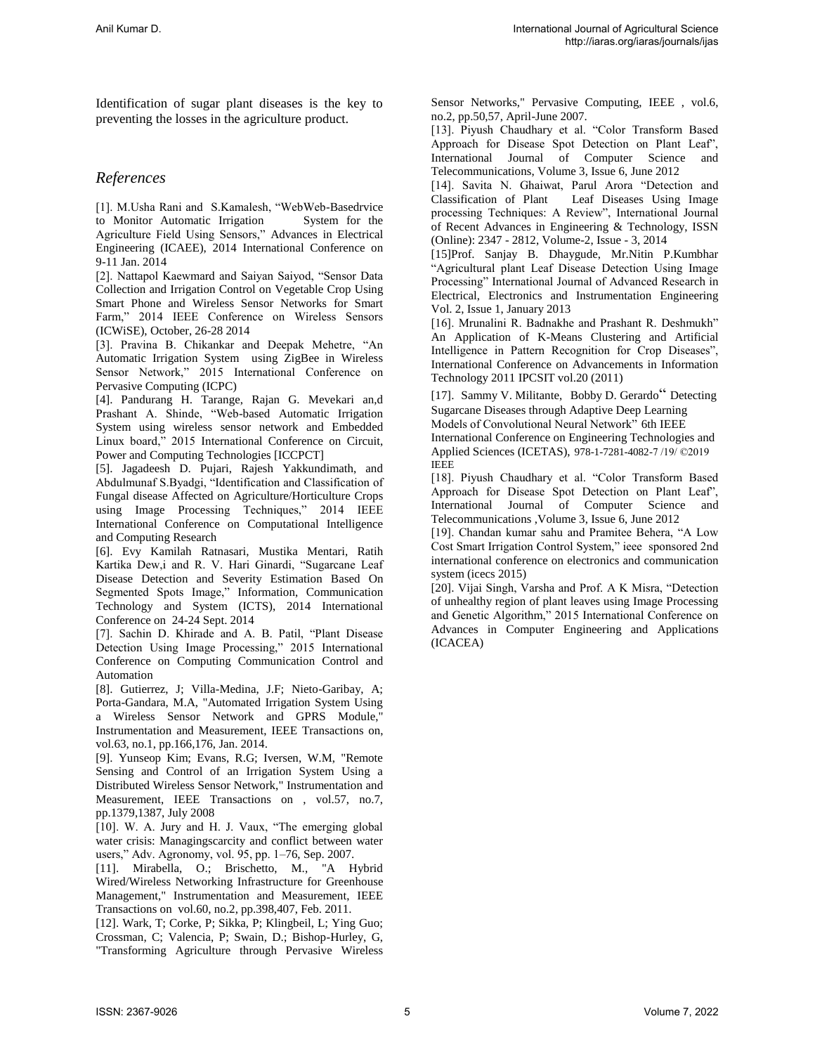Identification of sugar plant diseases is the key to preventing the losses in the agriculture product.

## *References*

[1]. M.Usha Rani and S.Kamalesh, "WebWeb-Basedrvice to Monitor Automatic Irrigation System for the Agriculture Field Using Sensors," Advances in Electrical Engineering (ICAEE), 2014 International Conference on 9-11 Jan. 2014

[2]. Nattapol Kaewmard and Saiyan Saiyod, "Sensor Data Collection and Irrigation Control on Vegetable Crop Using Smart Phone and Wireless Sensor Networks for Smart Farm," 2014 IEEE Conference on Wireless Sensors (ICWiSE), October, 26-28 2014

[3]. Pravina B. Chikankar and Deepak Mehetre, "An Automatic Irrigation System using ZigBee in Wireless Sensor Network," 2015 International Conference on Pervasive Computing (ICPC)

[4]. Pandurang H. Tarange, Rajan G. Mevekari an,d Prashant A. Shinde, "Web-based Automatic Irrigation System using wireless sensor network and Embedded Linux board," 2015 International Conference on Circuit, Power and Computing Technologies [ICCPCT]

[5]. Jagadeesh D. Pujari, Rajesh Yakkundimath, and Abdulmunaf S.Byadgi, "Identification and Classification of Fungal disease Affected on Agriculture/Horticulture Crops using Image Processing Techniques," 2014 IEEE International Conference on Computational Intelligence and Computing Research

[6]. Evy Kamilah Ratnasari, Mustika Mentari, Ratih Kartika Dew,i and R. V. Hari Ginardi, "Sugarcane Leaf Disease Detection and Severity Estimation Based On Segmented Spots Image," Information, Communication Technology and System (ICTS), 2014 International Conference on 24-24 Sept. 2014

[7]. Sachin D. Khirade and A. B. Patil, "Plant Disease Detection Using Image Processing," 2015 International Conference on Computing Communication Control and Automation

[8]. Gutierrez, J; Villa-Medina, J.F; Nieto-Garibay, A; Porta-Gandara, M.A, "Automated Irrigation System Using a Wireless Sensor Network and GPRS Module," Instrumentation and Measurement, IEEE Transactions on, vol.63, no.1, pp.166,176, Jan. 2014.

[9]. Yunseop Kim; Evans, R.G; Iversen, W.M, "Remote Sensing and Control of an Irrigation System Using a Distributed Wireless Sensor Network," Instrumentation and Measurement, IEEE Transactions on , vol.57, no.7, pp.1379,1387, July 2008

[10]. W. A. Jury and H. J. Vaux, "The emerging global water crisis: Managingscarcity and conflict between water users," Adv. Agronomy, vol. 95, pp. 1–76, Sep. 2007.

[11]. Mirabella, O.; Brischetto, M., "A Hybrid Wired/Wireless Networking Infrastructure for Greenhouse Management," Instrumentation and Measurement, IEEE Transactions on vol.60, no.2, pp.398,407, Feb. 2011.

[12]. Wark, T; Corke, P; Sikka, P; Klingbeil, L; Ying Guo; Crossman, C; Valencia, P; Swain, D.; Bishop-Hurley, G, "Transforming Agriculture through Pervasive Wireless Sensor Networks," Pervasive Computing, IEEE , vol.6, no.2, pp.50,57, April-June 2007.

[13]. Piyush Chaudhary et al. "Color Transform Based Approach for Disease Spot Detection on Plant Leaf", International Journal of Computer Science and Telecommunications, Volume 3, Issue 6, June 2012

[14]. Savita N. Ghaiwat, Parul Arora "Detection and Classification of Plant Leaf Diseases Using Image processing Techniques: A Review", International Journal of Recent Advances in Engineering & Technology, ISSN (Online): 2347 - 2812, Volume-2, Issue - 3, 2014

[15]Prof. Sanjay B. Dhaygude, Mr.Nitin P.Kumbhar "Agricultural plant Leaf Disease Detection Using Image Processing" International Journal of Advanced Research in Electrical, Electronics and Instrumentation Engineering Vol. 2, Issue 1, January 2013

[16]. Mrunalini R. Badnakhe and Prashant R. Deshmukh" An Application of K-Means Clustering and Artificial Intelligence in Pattern Recognition for Crop Diseases", International Conference on Advancements in Information Technology 2011 IPCSIT vol.20 (2011)

[17]. Sammy V. Militante, Bobby D. Gerardo" Detecting Sugarcane Diseases through Adaptive Deep Learning Models of Convolutional Neural Network" 6th IEEE International Conference on Engineering Technologies and Applied Sciences (ICETAS), 978-1-7281-4082-7 /19/ ©2019 IEEE

[18]. Piyush Chaudhary et al. "Color Transform Based Approach for Disease Spot Detection on Plant Leaf", International Journal of Computer Science and Telecommunications ,Volume 3, Issue 6, June 2012

[19]. Chandan kumar sahu and Pramitee Behera, "A Low Cost Smart Irrigation Control System," ieee sponsored 2nd international conference on electronics and communication system (icecs 2015)

[20]. Vijai Singh, Varsha and Prof. A K Misra, "Detection of unhealthy region of plant leaves using Image Processing and Genetic Algorithm," 2015 International Conference on Advances in Computer Engineering and Applications (ICACEA)